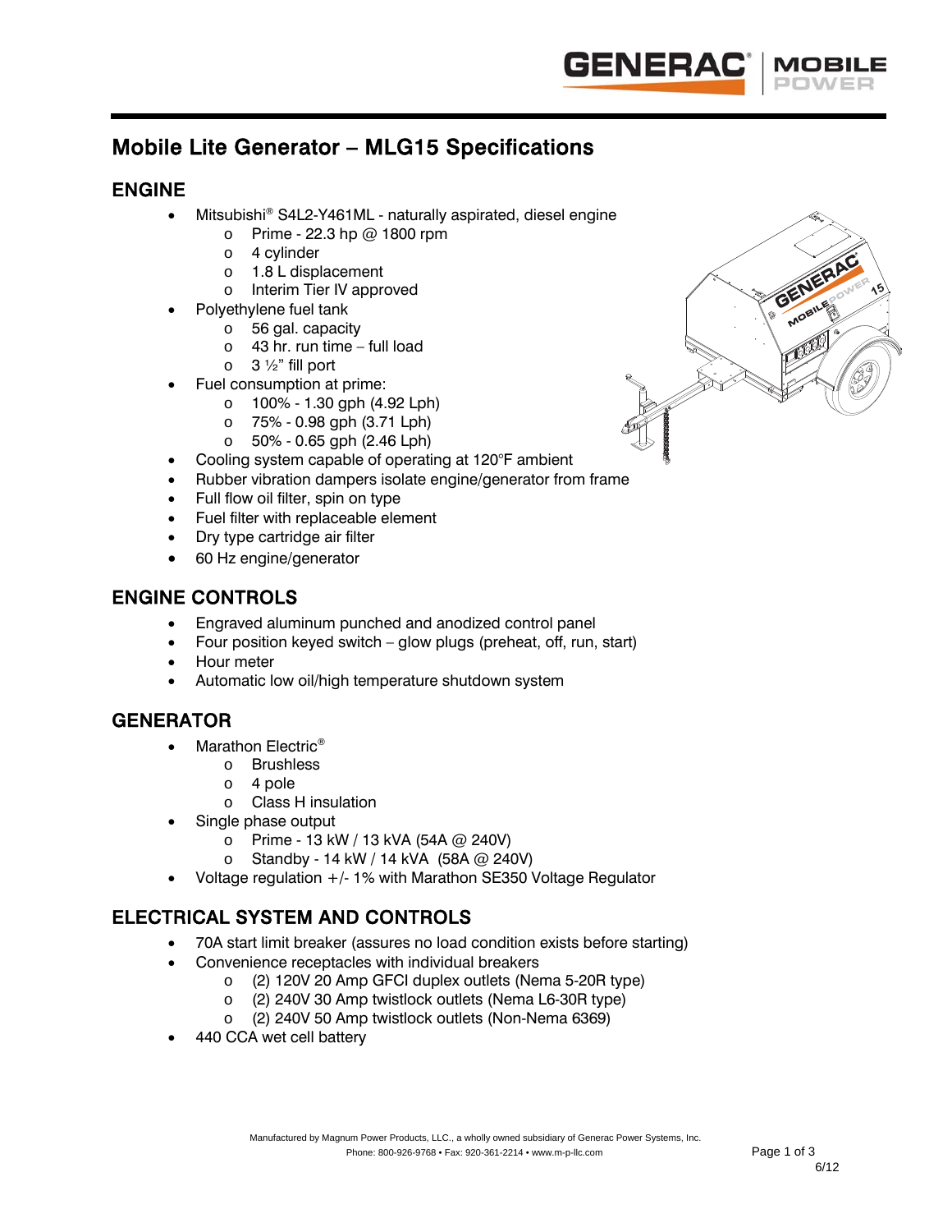# Mobile Lite Generator – MLG15 Specifications

## ENGINE

- Mitsubishi® S4L2-Y461ML - naturally aspirated, diesel engine
  - Prime - 22.3 hp @ 1800 rpm
  - 4 cylinder
  - 1.8 L displacement
  - Interim Tier IV approved
- Polyethylene fuel tank
  - 56 gal. capacity
  - 43 hr. run time – full load
  - 3 ½" fill port
- Fuel consumption at prime:
  - 100% - 1.30 gph (4.92 Lph)
  - 75% - 0.98 gph (3.71 Lph)
  - 50% - 0.65 gph (2.46 Lph)
- Cooling system capable of operating at 120°F ambient
- Rubber vibration dampers isolate engine/generator from frame
- Full flow oil filter, spin on type
- Fuel filter with replaceable element
- Dry type cartridge air filter
- 60 Hz engine/generator

## ENGINE CONTROLS

- Engraved aluminum punched and anodized control panel
- Four position keyed switch – glow plugs (preheat, off, run, start)
- Hour meter
- Automatic low oil/high temperature shutdown system

## GENERATOR

- Marathon Electric®
  - Brushless
  - 4 pole
  - Class H insulation
- Single phase output
  - Prime - 13 kW / 13 kVA (54A @ 240V)
  - Standby - 14 kW / 14 kVA (58A @ 240V)
- Voltage regulation +/- 1% with Marathon SE350 Voltage Regulator

## ELECTRICAL SYSTEM AND CONTROLS

- 70A start limit breaker (assures no load condition exists before starting)
- Convenience receptacles with individual breakers
  - (2) 120V 20 Amp GFCI duplex outlets (Nema 5-20R type)
  - (2) 240V 30 Amp twistlock outlets (Nema L6-30R type)
  - (2) 240V 50 Amp twistlock outlets (Non-Nema 6369)
- 440 CCA wet cell battery

Manufactured by Magnum Power Products, LLC., a wholly owned subsidiary of Generac Power Systems, Inc.
Phone: 800-926-9768 • Fax: 920-361-2214 • www.m-p-llc.com

6/12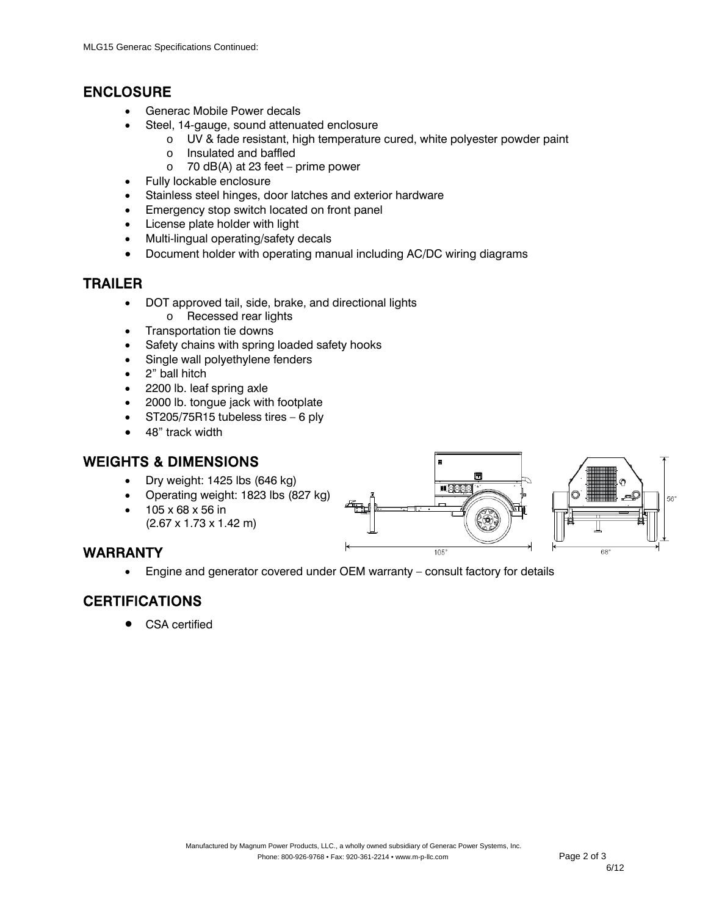## ENCLOSURE

- Generac Mobile Power decals
- Steel, 14-gauge, sound attenuated enclosure
  - UV & fade resistant, high temperature cured, white polyester powder paint
  - Insulated and baffled
  - 70 dB(A) at 23 feet – prime power
- Fully lockable enclosure
- Stainless steel hinges, door latches and exterior hardware
- Emergency stop switch located on front panel
- License plate holder with light
- Multi-lingual operating/safety decals
- Document holder with operating manual including AC/DC wiring diagrams

## TRAILER

- DOT approved tail, side, brake, and directional lights
  - Recessed rear lights
- Transportation tie downs
- Safety chains with spring loaded safety hooks
- Single wall polyethylene fenders
- 2" ball hitch
- 2200 lb. leaf spring axle
- 2000 lb. tongue jack with footplate
- ST205/75R15 tubeless tires – 6 ply
- 48" track width

## WEIGHTS & DIMENSIONS

- Dry weight: 1425 lbs (646 kg)
- Operating weight: 1823 lbs (827 kg)
- 105 x 68 x 56 in (2.67 x 1.73 x 1.42 m)

## WARRANTY

- Engine and generator covered under OEM warranty – consult factory for details

## CERTIFICATIONS

- CSA certified

Manufactured by Magnum Power Products, LLC., a wholly owned subsidiary of Generac Power Systems, Inc.
Phone: 800-926-9768 • Fax: 920-361-2214 • www.m-p-llc.com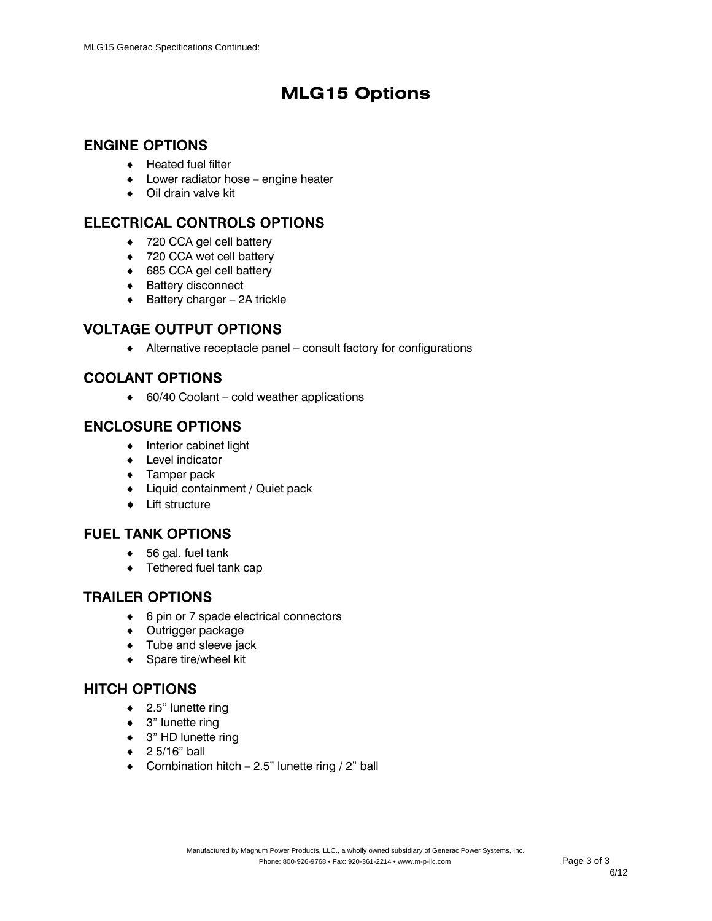# MLG15 Options

## ENGINE OPTIONS

- Heated fuel filter
- Lower radiator hose – engine heater
- Oil drain valve kit

## ELECTRICAL CONTROLS OPTIONS

- 720 CCA gel cell battery
- 720 CCA wet cell battery
- 685 CCA gel cell battery
- Battery disconnect
- Battery charger – 2A trickle

## VOLTAGE OUTPUT OPTIONS

- Alternative receptacle panel – consult factory for configurations

## COOLANT OPTIONS

- 60/40 Coolant – cold weather applications

## ENCLOSURE OPTIONS

- Interior cabinet light
- Level indicator
- Tamper pack
- Liquid containment / Quiet pack
- Lift structure

## FUEL TANK OPTIONS

- 56 gal. fuel tank
- Tethered fuel tank cap

## TRAILER OPTIONS

- 6 pin or 7 spade electrical connectors
- Outrigger package
- Tube and sleeve jack
- Spare tire/wheel kit

## HITCH OPTIONS

- 2.5" lunette ring
- 3" lunette ring
- 3" HD lunette ring
- 2 5/16" ball
- Combination hitch – 2.5" lunette ring / 2" ball

Manufactured by Magnum Power Products, LLC., a wholly owned subsidiary of Generac Power Systems, Inc.
Phone: 800-926-9768 • Fax: 920-361-2214 • www.m-p-llc.com

6/12